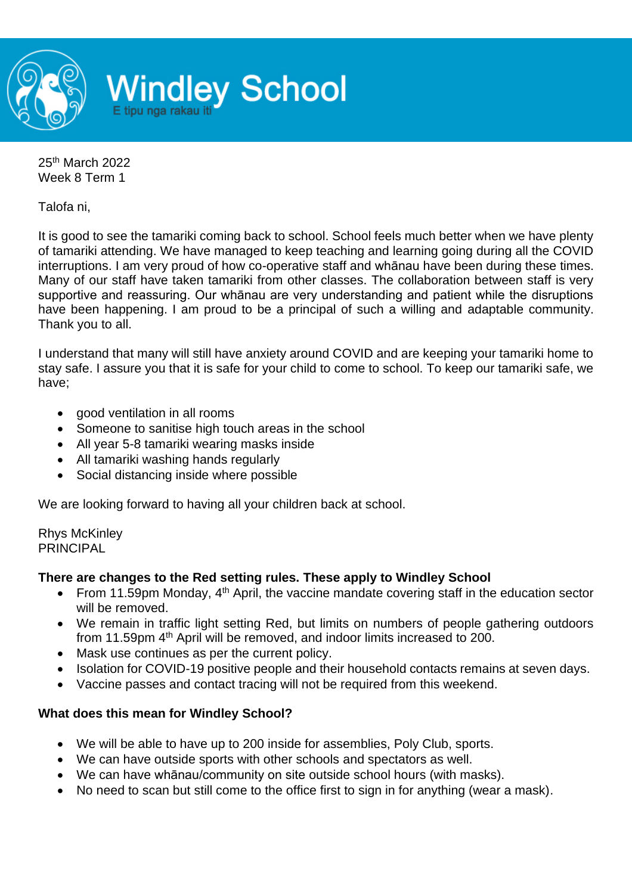# Windley School

E tipu nga rakau iti

25th March 2022
Week 8 Term 1

Talofa ni,

It is good to see the tamariki coming back to school. School feels much better when we have plenty of tamariki attending. We have managed to keep teaching and learning going during all the COVID interruptions. I am very proud of how co-operative staff and whānau have been during these times. Many of our staff have taken tamariki from other classes. The collaboration between staff is very supportive and reassuring. Our whānau are very understanding and patient while the disruptions have been happening. I am proud to be a principal of such a willing and adaptable community. Thank you to all.

I understand that many will still have anxiety around COVID and are keeping your tamariki home to stay safe. I assure you that it is safe for your child to come to school. To keep our tamariki safe, we have;

- good ventilation in all rooms
- Someone to sanitise high touch areas in the school
- All year 5-8 tamariki wearing masks inside
- All tamariki washing hands regularly
- Social distancing inside where possible

We are looking forward to having all your children back at school.

Rhys McKinley
PRINCIPAL

**There are changes to the Red setting rules. These apply to Windley School**

- From 11.59pm Monday, 4th April, the vaccine mandate covering staff in the education sector will be removed.
- We remain in traffic light setting Red, but limits on numbers of people gathering outdoors from 11.59pm 4th April will be removed, and indoor limits increased to 200.
- Mask use continues as per the current policy.
- Isolation for COVID-19 positive people and their household contacts remains at seven days.
- Vaccine passes and contact tracing will not be required from this weekend.

**What does this mean for Windley School?**

- We will be able to have up to 200 inside for assemblies, Poly Club, sports.
- We can have outside sports with other schools and spectators as well.
- We can have whānau/community on site outside school hours (with masks).
- No need to scan but still come to the office first to sign in for anything (wear a mask).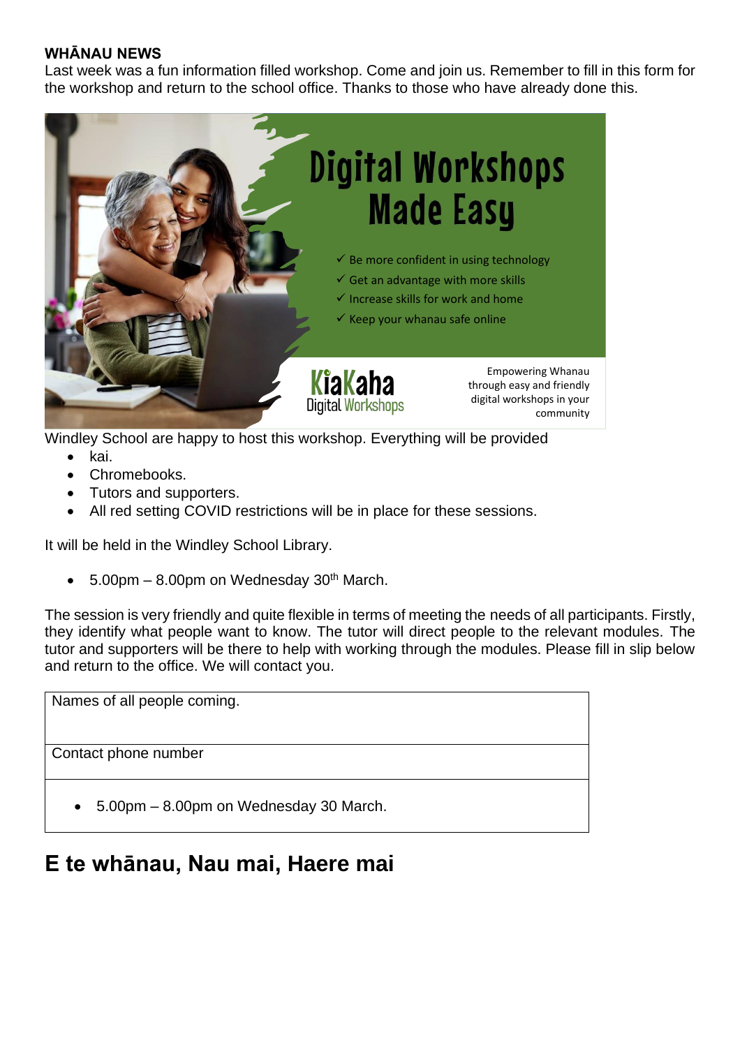**WHĀNAU NEWS**

Last week was a fun information filled workshop. Come and join us. Remember to fill in this form for the workshop and return to the school office. Thanks to those who have already done this.

Digital Workshops Made Easy

- ✓ Be more confident in using technology
- ✓ Get an advantage with more skills
- ✓ Increase skills for work and home
- ✓ Keep your whanau safe online

KiaKaha Digital Workshops

Empowering Whanau through easy and friendly digital workshops in your community

Windley School are happy to host this workshop. Everything will be provided

- kai.
- Chromebooks.
- Tutors and supporters.
- All red setting COVID restrictions will be in place for these sessions.

It will be held in the Windley School Library.

- 5.00pm – 8.00pm on Wednesday 30th March.

The session is very friendly and quite flexible in terms of meeting the needs of all participants. Firstly, they identify what people want to know. The tutor will direct people to the relevant modules. The tutor and supporters will be there to help with working through the modules. Please fill in slip below and return to the office. We will contact you.

| |
|---|
| Names of all people coming. |
| Contact phone number |
| • 5.00pm – 8.00pm on Wednesday 30 March. |

## E te whānau, Nau mai, Haere mai